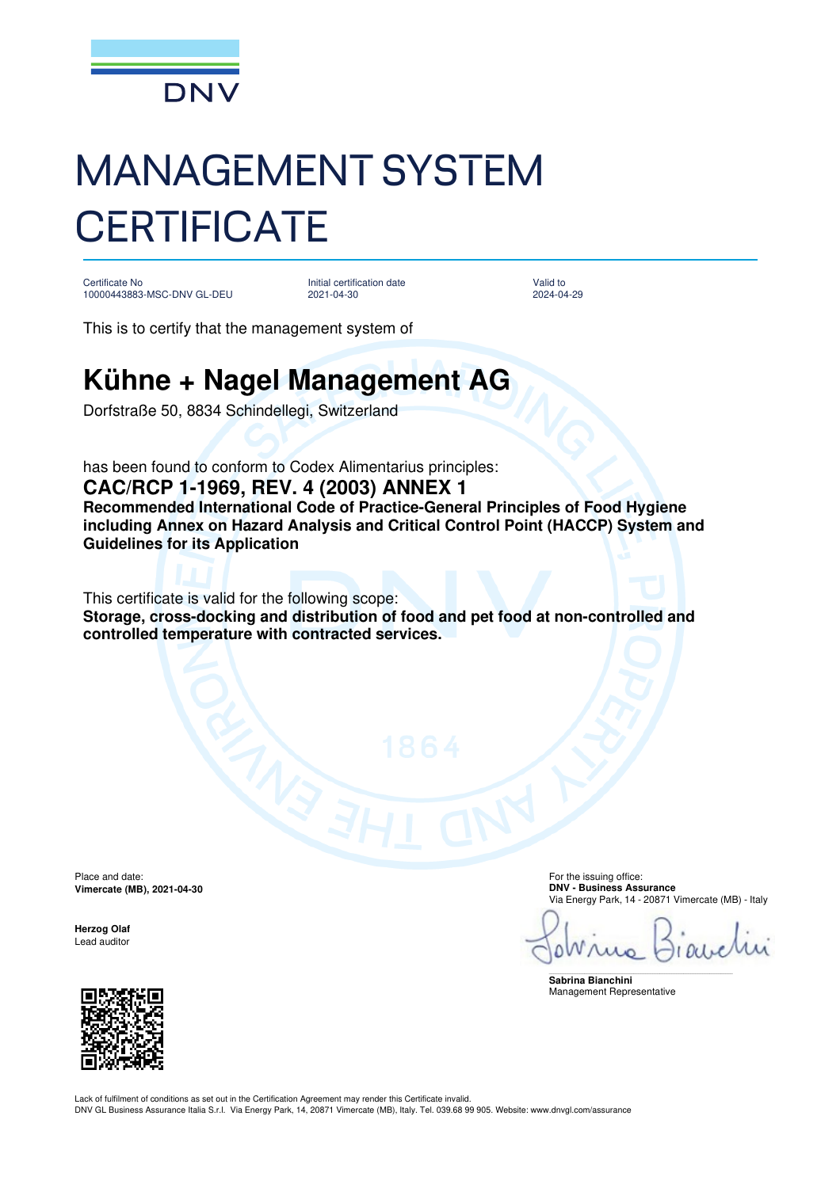DNV

# MANAGEMENT SYSTEM CERTIFICATE

| Certificate No | Initial certification date | Valid to |
| --- | --- | --- |
| 10000443883-MSC-DNV GL-DEU | 2021-04-30 | 2024-04-29 |

This is to certify that the management system of

## Kühne + Nagel Management AG

Dorfstraße 50, 8834 Schindellegi, Switzerland

has been found to conform to Codex Alimentarius principles:

### CAC/RCP 1-1969, REV. 4 (2003) ANNEX 1

**Recommended International Code of Practice-General Principles of Food Hygiene including Annex on Hazard Analysis and Critical Control Point (HACCP) System and Guidelines for its Application**

This certificate is valid for the following scope:

**Storage, cross-docking and distribution of food and pet food at non-controlled and controlled temperature with contracted services.**

Place and date:
**Vimercate (MB), 2021-04-30**

**Herzog Olaf**
Lead auditor

For the issuing office:
**DNV - Business Assurance**
Via Energy Park, 14 - 20871 Vimercate (MB) - Italy

**Sabrina Bianchini**
Management Representative

Lack of fulfilment of conditions as set out in the Certification Agreement may render this Certificate invalid.
DNV GL Business Assurance Italia S.r.l. Via Energy Park, 14, 20871 Vimercate (MB), Italy. Tel. 039.68 99 905. Website: www.dnvgl.com/assurance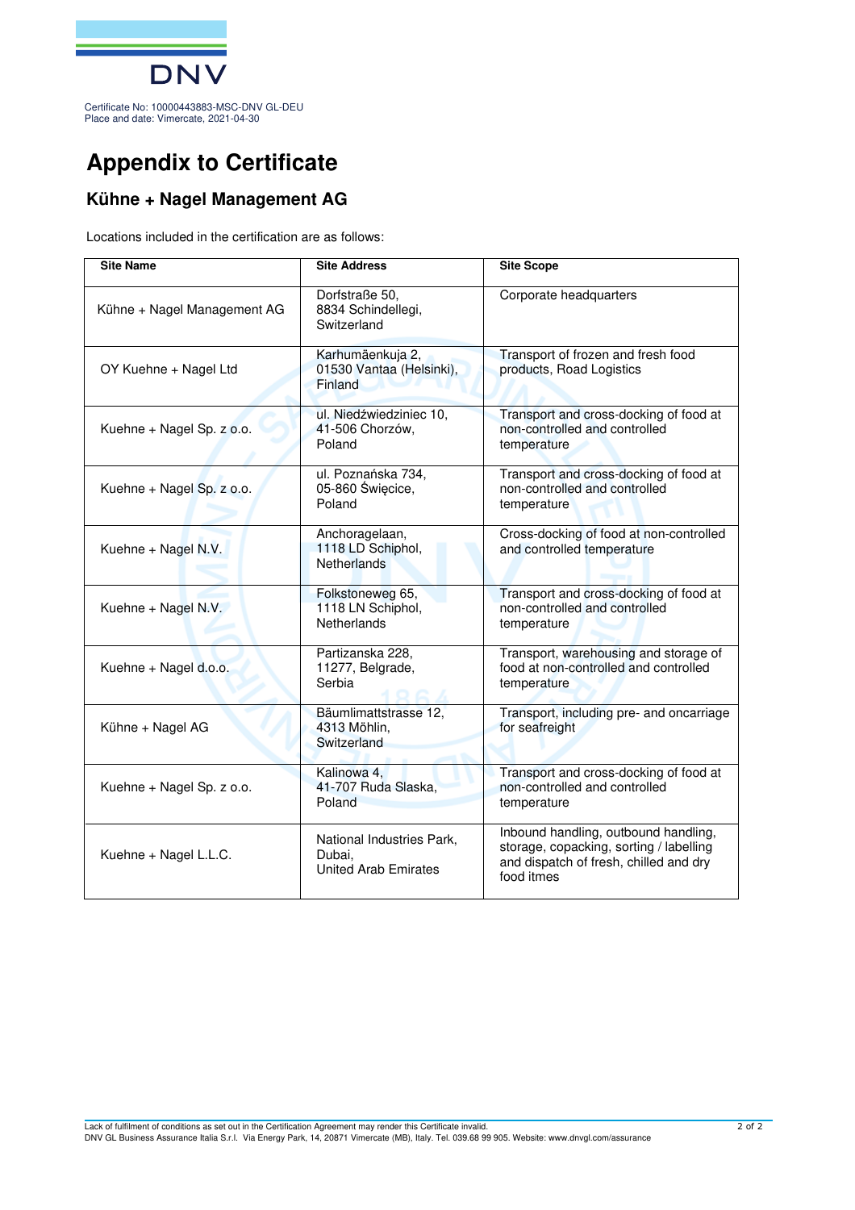Certificate No: 10000443883-MSC-DNV GL-DEU
Place and date: Vimercate, 2021-04-30

# Appendix to Certificate

## Kühne + Nagel Management AG

Locations included in the certification are as follows:

| Site Name | Site Address | Site Scope |
|---|---|---|
| Kühne + Nagel Management AG | Dorfstraße 50, 8834 Schindellegi, Switzerland | Corporate headquarters |
| OY Kuehne + Nagel Ltd | Karhumäenkuja 2, 01530 Vantaa (Helsinki), Finland | Transport of frozen and fresh food products, Road Logistics |
| Kuehne + Nagel Sp. z o.o. | ul. Niedźwiedziniec 10, 41-506 Chorzów, Poland | Transport and cross-docking of food at non-controlled and controlled temperature |
| Kuehne + Nagel Sp. z o.o. | ul. Poznańska 734, 05-860 Święcice, Poland | Transport and cross-docking of food at non-controlled and controlled temperature |
| Kuehne + Nagel N.V. | Anchoragelaan, 1118 LD Schiphol, Netherlands | Cross-docking of food at non-controlled and controlled temperature |
| Kuehne + Nagel N.V. | Folkstoneweg 65, 1118 LN Schiphol, Netherlands | Transport and cross-docking of food at non-controlled and controlled temperature |
| Kuehne + Nagel d.o.o. | Partizanska 228, 11277, Belgrade, Serbia | Transport, warehousing and storage of food at non-controlled and controlled temperature |
| Kühne + Nagel AG | Bäumlimattstrasse 12, 4313 Möhlin, Switzerland | Transport, including pre- and oncarriage for seafreight |
| Kuehne + Nagel Sp. z o.o. | Kalinowa 4, 41-707 Ruda Slaska, Poland | Transport and cross-docking of food at non-controlled and controlled temperature |
| Kuehne + Nagel L.L.C. | National Industries Park, Dubai, United Arab Emirates | Inbound handling, outbound handling, storage, copacking, sorting / labelling and dispatch of fresh, chilled and dry food itmes |

Lack of fulfilment of conditions as set out in the Certification Agreement may render this Certificate invalid.
DNV GL Business Assurance Italia S.r.l. Via Energy Park, 14, 20871 Vimercate (MB), Italy. Tel. 039.68 99 905. Website: www.dnvgl.com/assurance